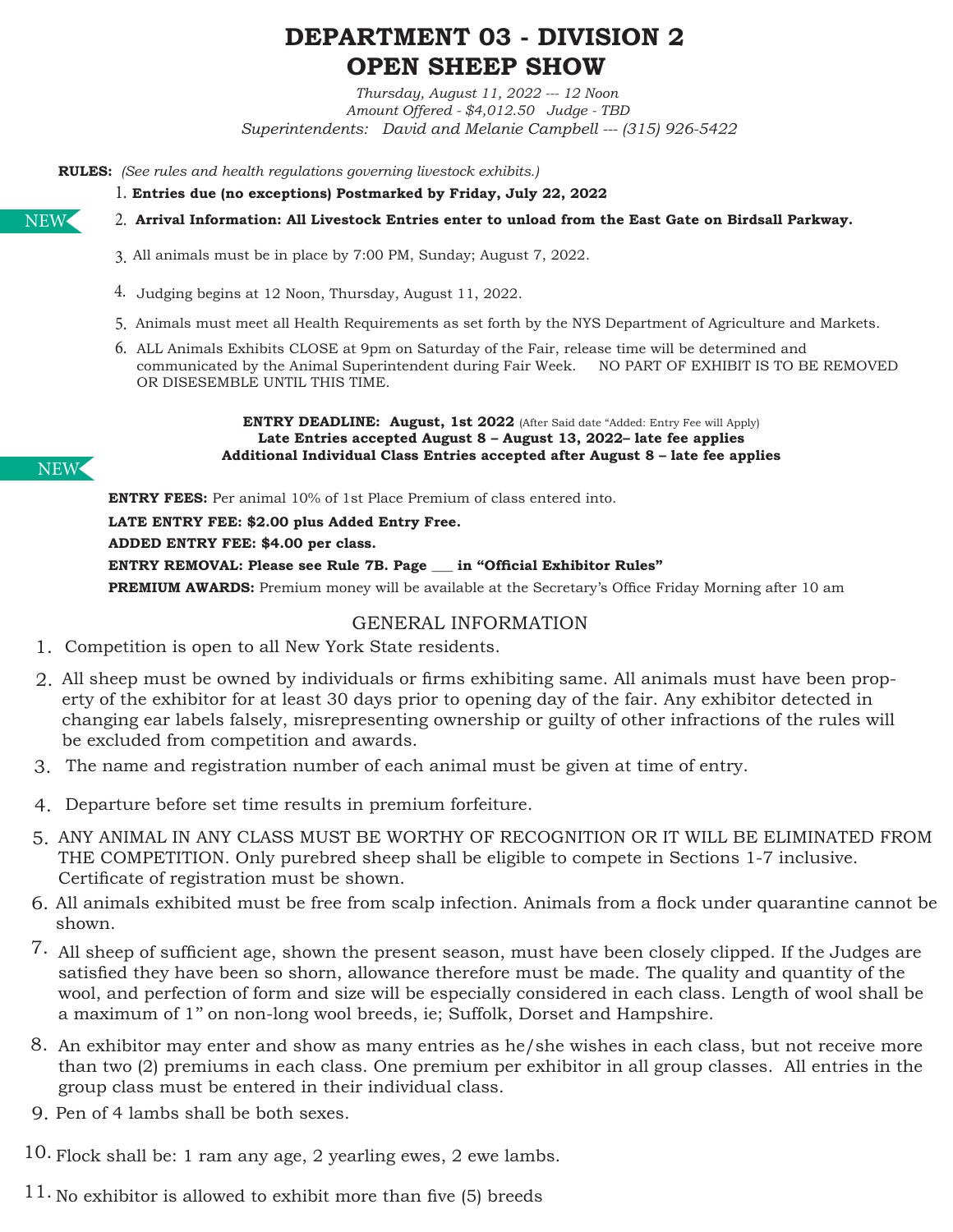# DEPARTMENT 03 - DIVISION 2
# OPEN SHEEP SHOW

*Thursday, August 11, 2022 --- 12 Noon*
*Amount Offered - $4,012.50 Judge - TBD*
*Superintendents: David and Melanie Campbell --- (315) 926-5422*

**RULES:** *(See rules and health regulations governing livestock exhibits.)*

1. **Entries due (no exceptions) Postmarked by Friday, July 22, 2022**
2. NEW **Arrival Information: All Livestock Entries enter to unload from the East Gate on Birdsall Parkway.**
3. All animals must be in place by 7:00 PM, Sunday; August 7, 2022.
4. Judging begins at 12 Noon, Thursday, August 11, 2022.
5. Animals must meet all Health Requirements as set forth by the NYS Department of Agriculture and Markets.
6. ALL Animals Exhibits CLOSE at 9pm on Saturday of the Fair, release time will be determined and communicated by the Animal Superintendent during Fair Week. NO PART OF EXHIBIT IS TO BE REMOVED OR DISESEMBLE UNTIL THIS TIME.

**ENTRY DEADLINE: August, 1st 2022** (After Said date "Added: Entry Fee will Apply)
**Late Entries accepted August 8 – August 13, 2022– late fee applies**
NEW **Additional Individual Class Entries accepted after August 8 – late fee applies**

**ENTRY FEES:** Per animal 10% of 1st Place Premium of class entered into.

**LATE ENTRY FEE: $2.00 plus Added Entry Free.**

**ADDED ENTRY FEE: $4.00 per class.**

**ENTRY REMOVAL: Please see Rule 7B. Page ___ in "Official Exhibitor Rules"**

**PREMIUM AWARDS:** Premium money will be available at the Secretary's Office Friday Morning after 10 am

## GENERAL INFORMATION

1. Competition is open to all New York State residents.
2. All sheep must be owned by individuals or firms exhibiting same. All animals must have been property of the exhibitor for at least 30 days prior to opening day of the fair. Any exhibitor detected in changing ear labels falsely, misrepresenting ownership or guilty of other infractions of the rules will be excluded from competition and awards.
3. The name and registration number of each animal must be given at time of entry.
4. Departure before set time results in premium forfeiture.
5. ANY ANIMAL IN ANY CLASS MUST BE WORTHY OF RECOGNITION OR IT WILL BE ELIMINATED FROM THE COMPETITION. Only purebred sheep shall be eligible to compete in Sections 1-7 inclusive. Certificate of registration must be shown.
6. All animals exhibited must be free from scalp infection. Animals from a flock under quarantine cannot be shown.
7. All sheep of sufficient age, shown the present season, must have been closely clipped. If the Judges are satisfied they have been so shorn, allowance therefore must be made. The quality and quantity of the wool, and perfection of form and size will be especially considered in each class. Length of wool shall be a maximum of 1" on non-long wool breeds, ie; Suffolk, Dorset and Hampshire.
8. An exhibitor may enter and show as many entries as he/she wishes in each class, but not receive more than two (2) premiums in each class. One premium per exhibitor in all group classes. All entries in the group class must be entered in their individual class.
9. Pen of 4 lambs shall be both sexes.
10. Flock shall be: 1 ram any age, 2 yearling ewes, 2 ewe lambs.
11. No exhibitor is allowed to exhibit more than five (5) breeds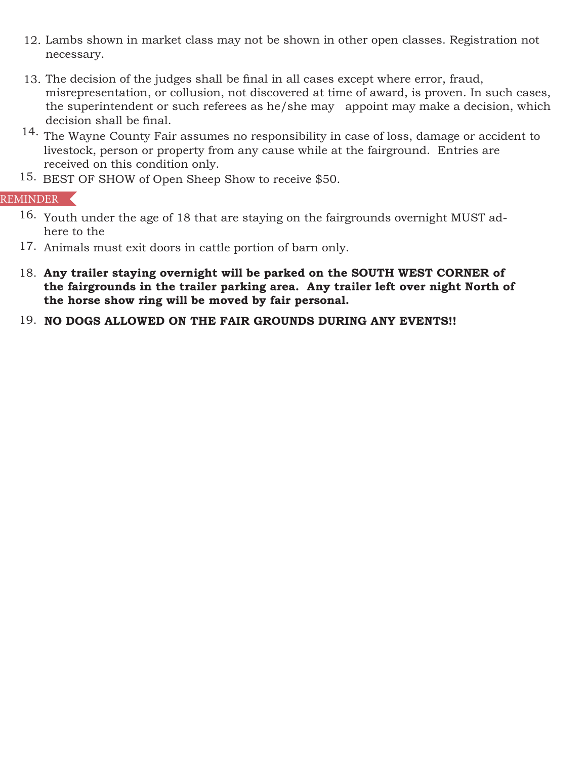12. Lambs shown in market class may not be shown in other open classes. Registration not necessary.
13. The decision of the judges shall be final in all cases except where error, fraud, misrepresentation, or collusion, not discovered at time of award, is proven. In such cases, the superintendent or such referees as he/she may appoint may make a decision, which decision shall be final.
14. The Wayne County Fair assumes no responsibility in case of loss, damage or accident to livestock, person or property from any cause while at the fairground. Entries are received on this condition only.
15. BEST OF SHOW of Open Sheep Show to receive $50.

REMINDER

16. Youth under the age of 18 that are staying on the fairgrounds overnight MUST adhere to the
17. Animals must exit doors in cattle portion of barn only.
18. **Any trailer staying overnight will be parked on the SOUTH WEST CORNER of the fairgrounds in the trailer parking area. Any trailer left over night North of the horse show ring will be moved by fair personal.**
19. **NO DOGS ALLOWED ON THE FAIR GROUNDS DURING ANY EVENTS!!**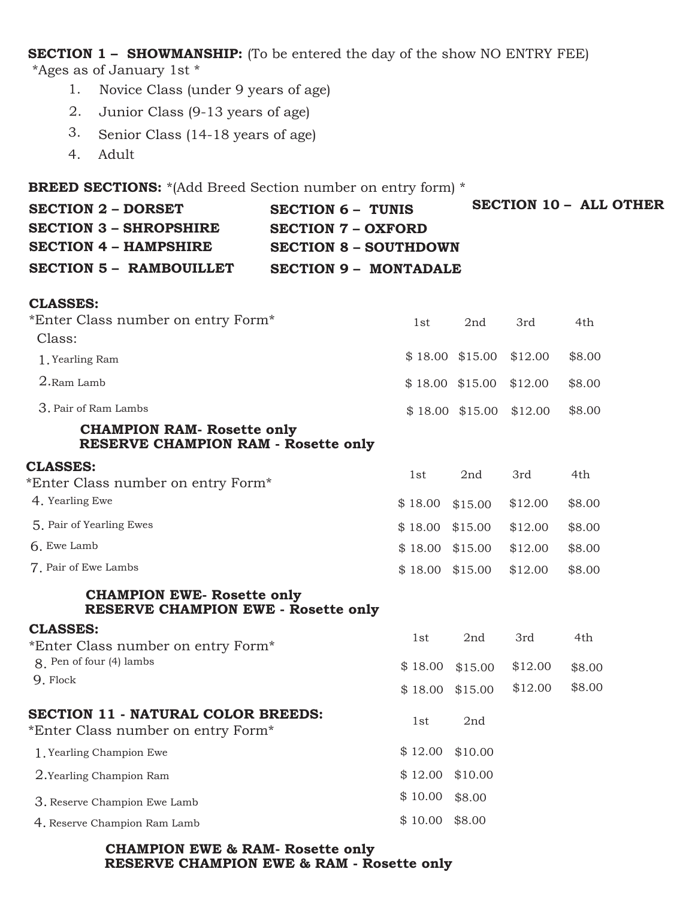**SECTION 1 – SHOWMANSHIP:** (To be entered the day of the show NO ENTRY FEE)

*Ages as of January 1st *

1. Novice Class (under 9 years of age)
2. Junior Class (9-13 years of age)
3. Senior Class (14-18 years of age)
4. Adult

**BREED SECTIONS:** *(Add Breed Section number on entry form) *

**SECTION 2 – DORSET**
**SECTION 3 – SHROPSHIRE**
**SECTION 4 – HAMPSHIRE**
**SECTION 5 – RAMBOUILLET**
**SECTION 6 – TUNIS**
**SECTION 7 – OXFORD**
**SECTION 8 – SOUTHDOWN**
**SECTION 9 – MONTADALE**
**SECTION 10 – ALL OTHER**

**CLASSES:**

*Enter Class number on entry Form*

| Class: | 1st | 2nd | 3rd | 4th |
|---|---|---|---|---|
| 1. Yearling Ram | $ 18.00 | $15.00 | $12.00 | $8.00 |
| 2. Ram Lamb | $ 18.00 | $15.00 | $12.00 | $8.00 |
| 3. Pair of Ram Lambs | $ 18.00 | $15.00 | $12.00 | $8.00 |

**CHAMPION RAM- Rosette only**
**RESERVE CHAMPION RAM - Rosette only**

**CLASSES:**

*Enter Class number on entry Form*

| | 1st | 2nd | 3rd | 4th |
|---|---|---|---|---|
| 4. Yearling Ewe | $ 18.00 | $15.00 | $12.00 | $8.00 |
| 5. Pair of Yearling Ewes | $ 18.00 | $15.00 | $12.00 | $8.00 |
| 6. Ewe Lamb | $ 18.00 | $15.00 | $12.00 | $8.00 |
| 7. Pair of Ewe Lambs | $ 18.00 | $15.00 | $12.00 | $8.00 |

**CHAMPION EWE- Rosette only**
**RESERVE CHAMPION EWE - Rosette only**

**CLASSES:**

*Enter Class number on entry Form*

| | 1st | 2nd | 3rd | 4th |
|---|---|---|---|---|
| 8. Pen of four (4) lambs | $ 18.00 | $15.00 | $12.00 | $8.00 |
| 9. Flock | $ 18.00 | $15.00 | $12.00 | $8.00 |

**SECTION 11 - NATURAL COLOR BREEDS:**

*Enter Class number on entry Form*

| | 1st | 2nd |
|---|---|---|
| 1. Yearling Champion Ewe | $ 12.00 | $10.00 |
| 2. Yearling Champion Ram | $ 12.00 | $10.00 |
| 3. Reserve Champion Ewe Lamb | $ 10.00 | $8.00 |
| 4. Reserve Champion Ram Lamb | $ 10.00 | $8.00 |

**CHAMPION EWE & RAM- Rosette only**
**RESERVE CHAMPION EWE & RAM - Rosette only**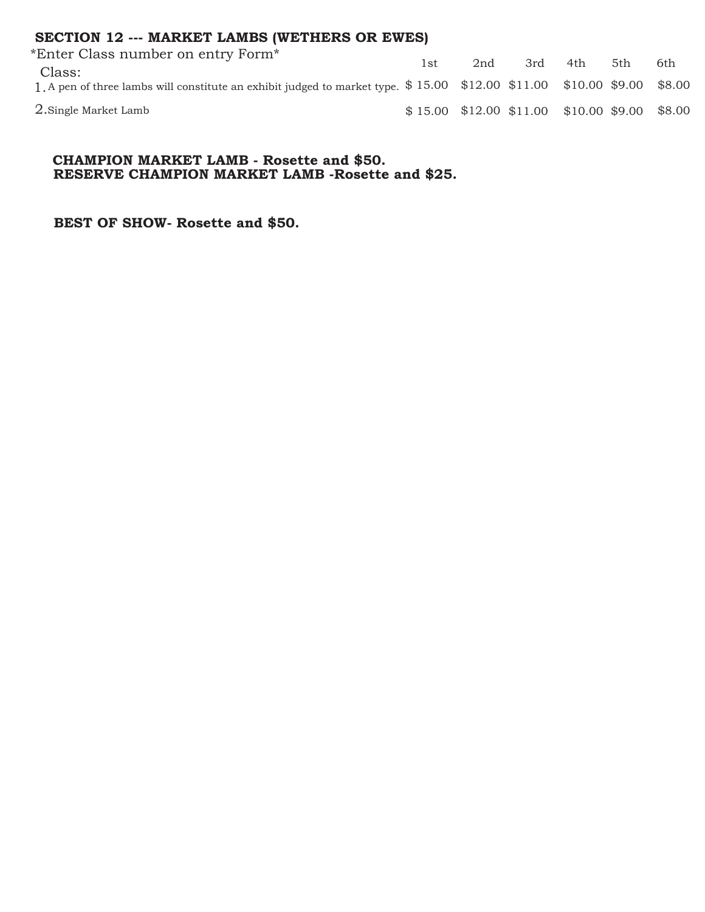## SECTION 12 --- MARKET LAMBS (WETHERS OR EWES)

*Enter Class number on entry Form*

| Class: | 1st | 2nd | 3rd | 4th | 5th | 6th |
|---|---|---|---|---|---|---|
| 1. A pen of three lambs will constitute an exhibit judged to market type. | $ 15.00 | $12.00 | $11.00 | $10.00 | $9.00 | $8.00 |
| 2. Single Market Lamb | $ 15.00 | $12.00 | $11.00 | $10.00 | $9.00 | $8.00 |

**CHAMPION MARKET LAMB - Rosette and $50.**
**RESERVE CHAMPION MARKET LAMB -Rosette and $25.**

**BEST OF SHOW- Rosette and $50.**